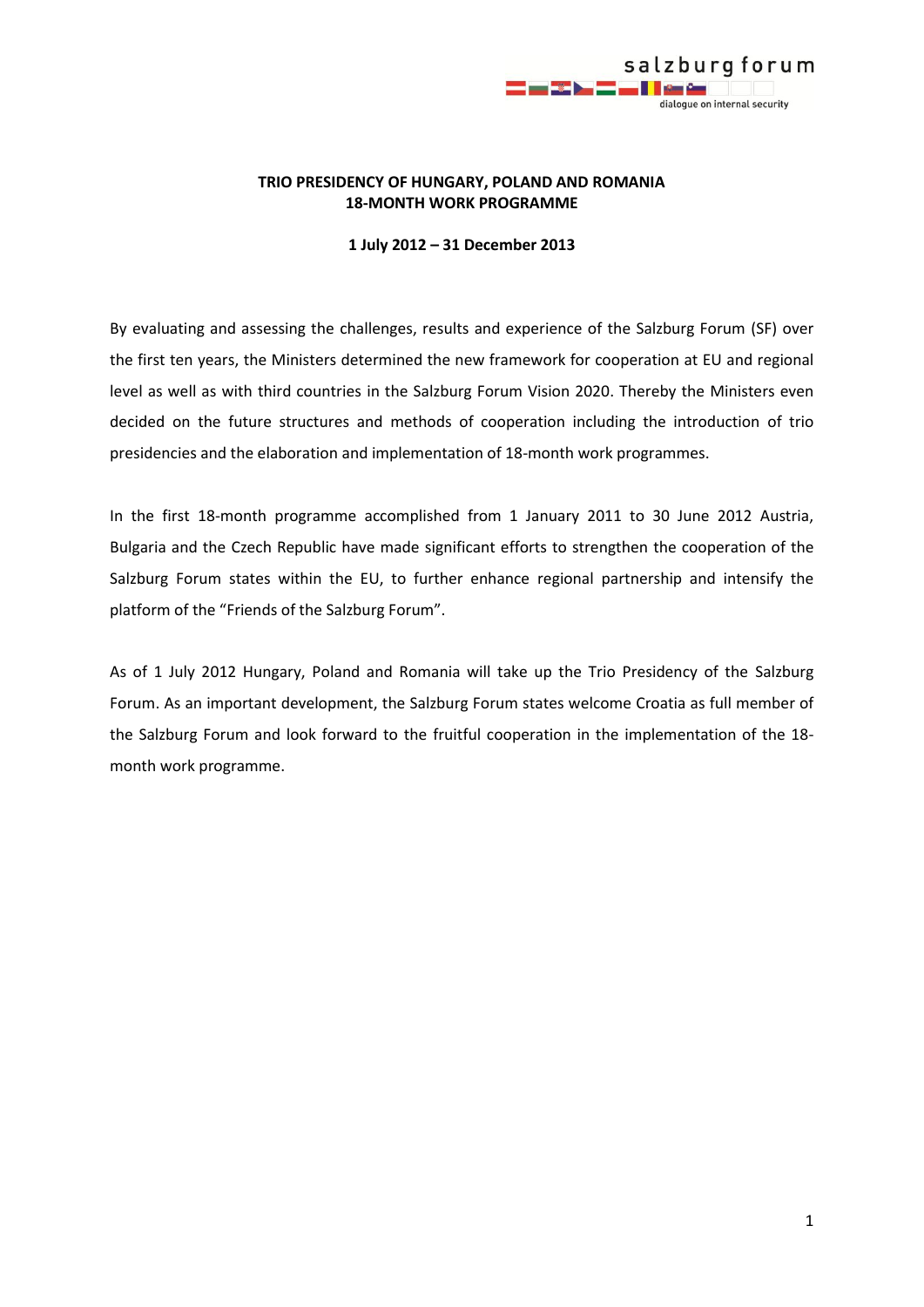**TRIO PRESIDENCY OF HUNGARY, POLAND AND ROMANIA**
**18-MONTH WORK PROGRAMME**

**1 July 2012 – 31 December 2013**

By evaluating and assessing the challenges, results and experience of the Salzburg Forum (SF) over the first ten years, the Ministers determined the new framework for cooperation at EU and regional level as well as with third countries in the Salzburg Forum Vision 2020. Thereby the Ministers even decided on the future structures and methods of cooperation including the introduction of trio presidencies and the elaboration and implementation of 18-month work programmes.

In the first 18-month programme accomplished from 1 January 2011 to 30 June 2012 Austria, Bulgaria and the Czech Republic have made significant efforts to strengthen the cooperation of the Salzburg Forum states within the EU, to further enhance regional partnership and intensify the platform of the "Friends of the Salzburg Forum".

As of 1 July 2012 Hungary, Poland and Romania will take up the Trio Presidency of the Salzburg Forum. As an important development, the Salzburg Forum states welcome Croatia as full member of the Salzburg Forum and look forward to the fruitful cooperation in the implementation of the 18-month work programme.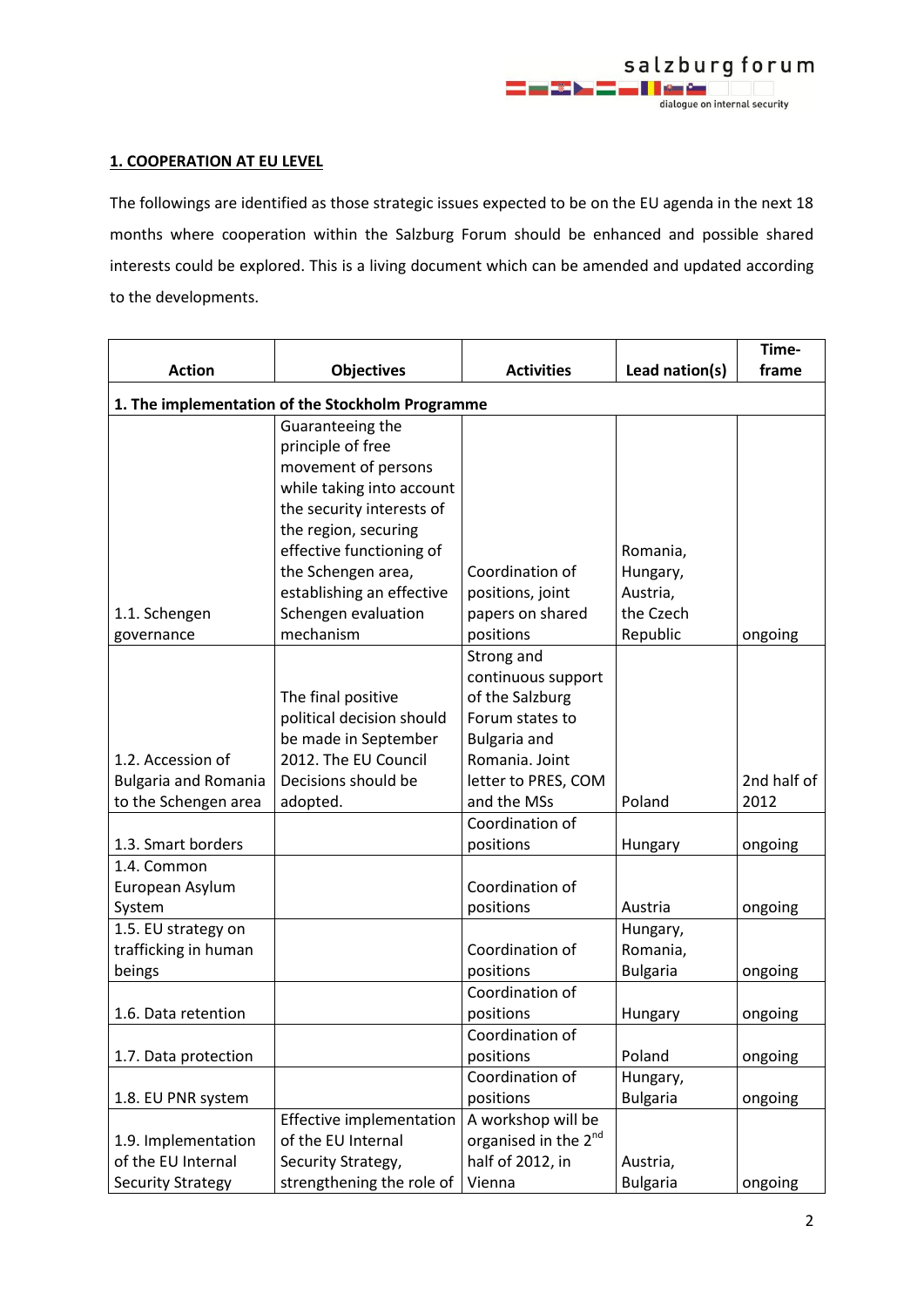## 1. COOPERATION AT EU LEVEL

The followings are identified as those strategic issues expected to be on the EU agenda in the next 18 months where cooperation within the Salzburg Forum should be enhanced and possible shared interests could be explored. This is a living document which can be amended and updated according to the developments.

| Action | Objectives | Activities | Lead nation(s) | Time-frame |
|---|---|---|---|---|
| **1. The implementation of the Stockholm Programme** | | | | |
| 1.1. Schengen governance | Guaranteeing the principle of free movement of persons while taking into account the security interests of the region, securing effective functioning of the Schengen area, establishing an effective Schengen evaluation mechanism | Coordination of positions, joint papers on shared positions | Romania, Hungary, Austria, the Czech Republic | ongoing |
| 1.2. Accession of Bulgaria and Romania to the Schengen area | The final positive political decision should be made in September 2012. The EU Council Decisions should be adopted. | Strong and continuous support of the Salzburg Forum states to Bulgaria and Romania. Joint letter to PRES, COM and the MSs | Poland | 2nd half of 2012 |
| 1.3. Smart borders | | Coordination of positions | Hungary | ongoing |
| 1.4. Common European Asylum System | | Coordination of positions | Austria | ongoing |
| 1.5. EU strategy on trafficking in human beings | | Coordination of positions | Hungary, Romania, Bulgaria | ongoing |
| 1.6. Data retention | | Coordination of positions | Hungary | ongoing |
| 1.7. Data protection | | Coordination of positions | Poland | ongoing |
| 1.8. EU PNR system | | Coordination of positions | Hungary, Bulgaria | ongoing |
| 1.9. Implementation of the EU Internal Security Strategy | Effective implementation of the EU Internal Security Strategy, strengthening the role of | A workshop will be organised in the 2nd half of 2012, in Vienna | Austria, Bulgaria | ongoing |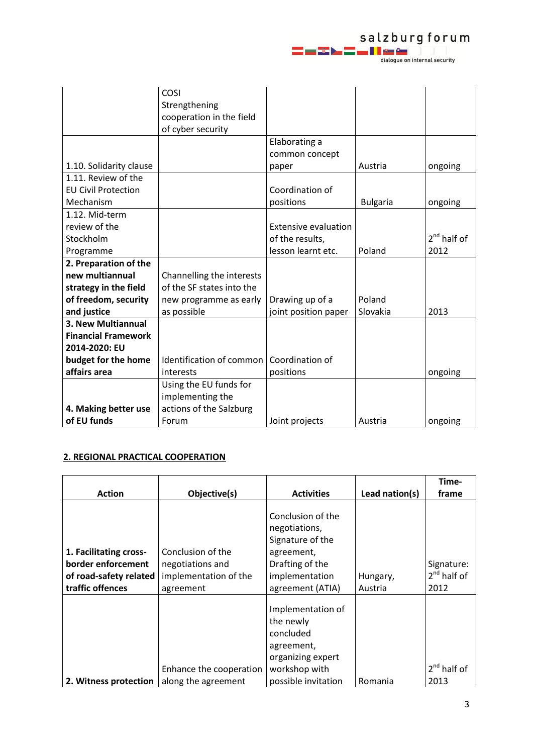| | | | | |
|---|---|---|---|---|
| | COSI Strengthening cooperation in the field of cyber security | | | |
| 1.10. Solidarity clause | | Elaborating a common concept paper | Austria | ongoing |
| 1.11. Review of the EU Civil Protection Mechanism | | Coordination of positions | Bulgaria | ongoing |
| 1.12. Mid-term review of the Stockholm Programme | | Extensive evaluation of the results, lesson learnt etc. | Poland | 2nd half of 2012 |
| **2. Preparation of the new multiannual strategy in the field of freedom, security and justice** | Channelling the interests of the SF states into the new programme as early as possible | Drawing up of a joint position paper | Poland Slovakia | 2013 |
| **3. New Multiannual Financial Framework 2014-2020: EU budget for the home affairs area** | Identification of common interests | Coordination of positions | | ongoing |
| **4. Making better use of EU funds** | Using the EU funds for implementing the actions of the Salzburg Forum | Joint projects | Austria | ongoing |

## 2. REGIONAL PRACTICAL COOPERATION

| Action | Objective(s) | Activities | Lead nation(s) | Time-frame |
|---|---|---|---|---|
| **1. Facilitating cross-border enforcement of road-safety related traffic offences** | Conclusion of the negotiations and implementation of the agreement | Conclusion of the negotiations, Signature of the agreement, Drafting of the implementation agreement (ATIA) | Hungary, Austria | Signature: 2nd half of 2012 |
| **2. Witness protection** | Enhance the cooperation along the agreement | Implementation of the newly concluded agreement, organizing expert workshop with possible invitation | Romania | 2nd half of 2013 |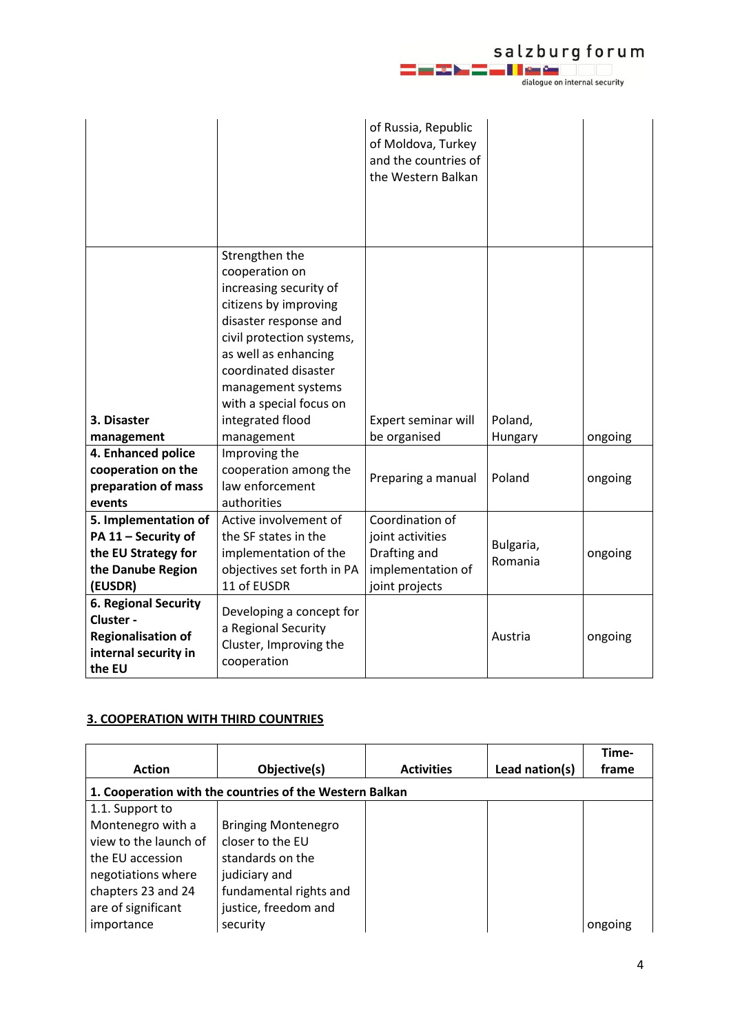| | | of Russia, Republic of Moldova, Turkey and the countries of the Western Balkan | | |
|---|---|---|---|---|
| **3. Disaster management** | Strengthen the cooperation on increasing security of citizens by improving disaster response and civil protection systems, as well as enhancing coordinated disaster management systems with a special focus on integrated flood management | Expert seminar will be organised | Poland, Hungary | ongoing |
| **4. Enhanced police cooperation on the preparation of mass events** | Improving the cooperation among the law enforcement authorities | Preparing a manual | Poland | ongoing |
| **5. Implementation of PA 11 – Security of the EU Strategy for the Danube Region (EUSDR)** | Active involvement of the SF states in the implementation of the objectives set forth in PA 11 of EUSDR | Coordination of joint activities Drafting and implementation of joint projects | Bulgaria, Romania | ongoing |
| **6. Regional Security Cluster - Regionalisation of internal security in the EU** | Developing a concept for a Regional Security Cluster, Improving the cooperation | | Austria | ongoing |

## 3. COOPERATION WITH THIRD COUNTRIES

| Action | Objective(s) | Activities | Lead nation(s) | Time-frame |
|---|---|---|---|---|
| **1. Cooperation with the countries of the Western Balkan** | | | | |
| 1.1. Support to Montenegro with a view to the launch of the EU accession negotiations where chapters 23 and 24 are of significant importance | Bringing Montenegro closer to the EU standards on the judiciary and fundamental rights and justice, freedom and security | | | ongoing |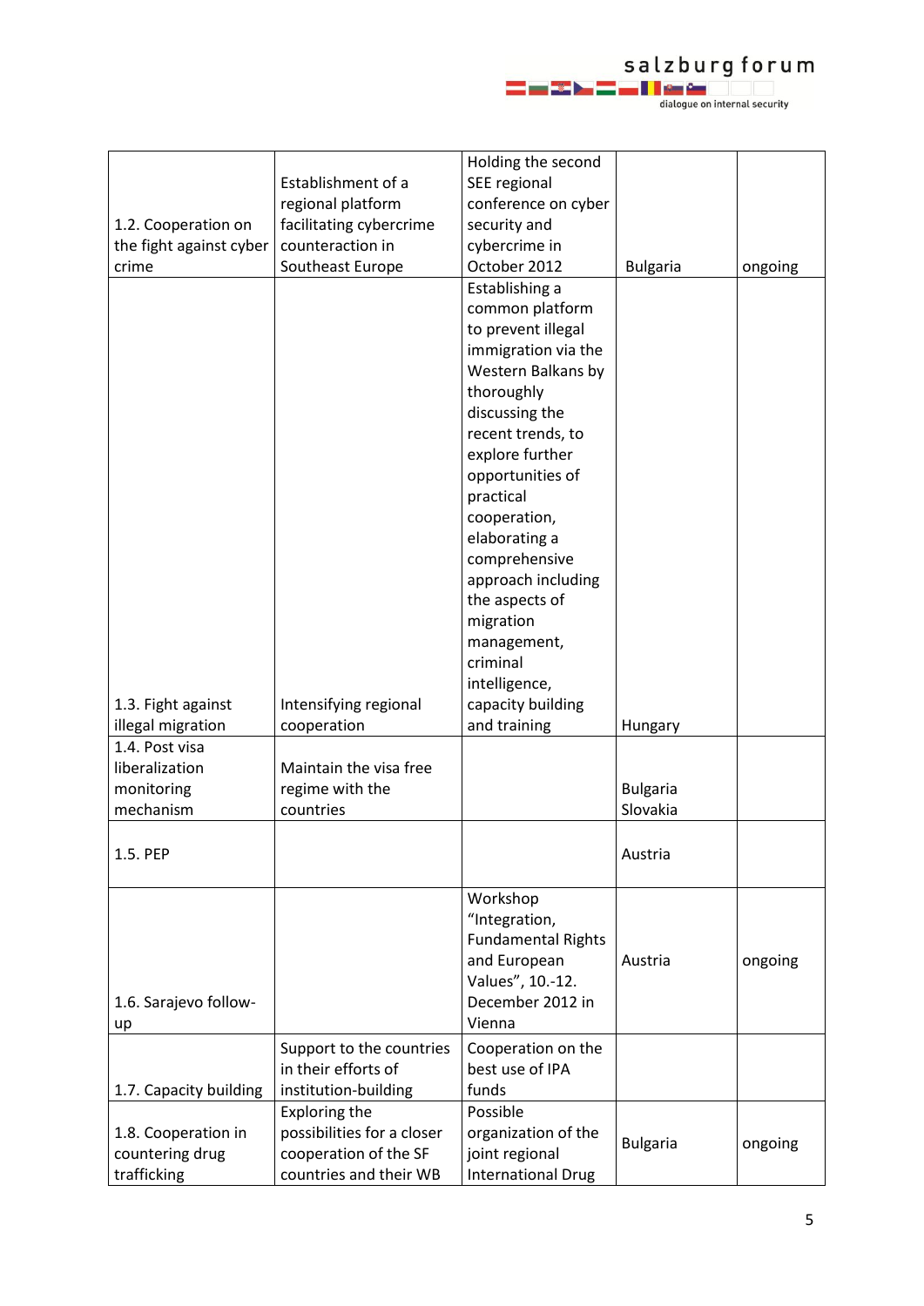| 1.2. Cooperation on the fight against cyber crime | Establishment of a regional platform facilitating cybercrime counteraction in Southeast Europe | Holding the second SEE regional conference on cyber security and cybercrime in October 2012 | Bulgaria | ongoing |
|---|---|---|---|---|
| 1.3. Fight against illegal migration | Intensifying regional cooperation | Establishing a common platform to prevent illegal immigration via the Western Balkans by thoroughly discussing the recent trends, to explore further opportunities of practical cooperation, elaborating a comprehensive approach including the aspects of migration management, criminal intelligence, capacity building and training | Hungary | |
| 1.4. Post visa liberalization monitoring mechanism | Maintain the visa free regime with the countries | | Bulgaria Slovakia | |
| 1.5. PEP | | | Austria | |
| 1.6. Sarajevo follow-up | | Workshop "Integration, Fundamental Rights and European Values", 10.-12. December 2012 in Vienna | Austria | ongoing |
| 1.7. Capacity building | Support to the countries in their efforts of institution-building | Cooperation on the best use of IPA funds | | |
| 1.8. Cooperation in countering drug trafficking | Exploring the possibilities for a closer cooperation of the SF countries and their WB | Possible organization of the joint regional International Drug | Bulgaria | ongoing |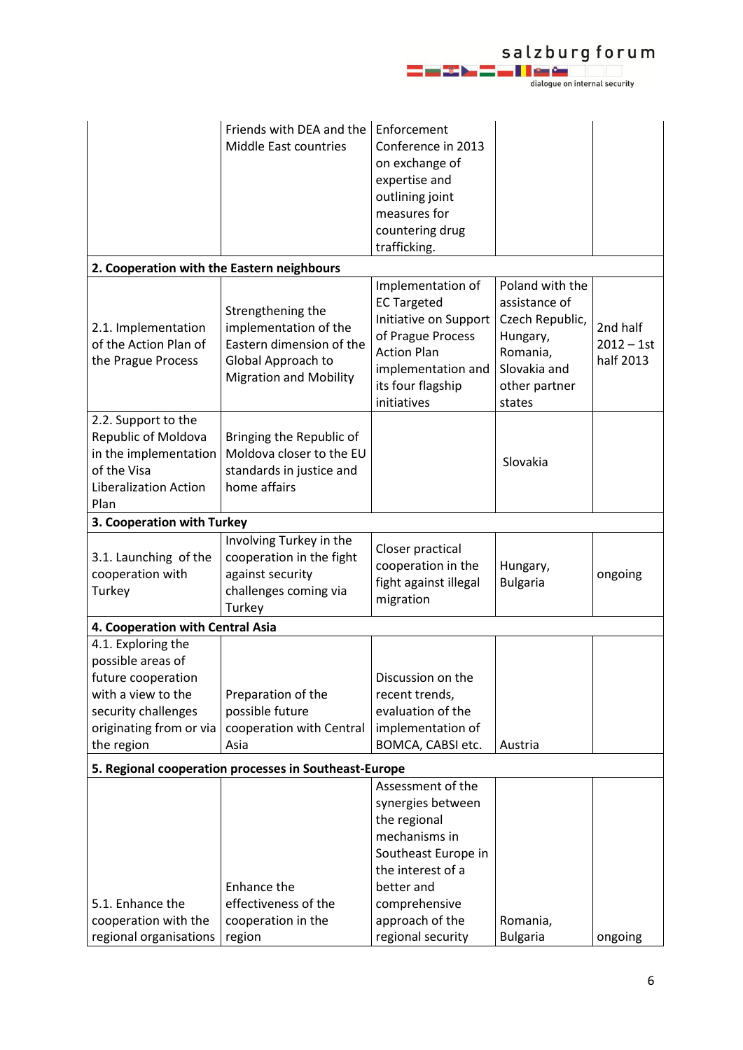| | | | | |
|---|---|---|---|---|
| | Friends with DEA and the Middle East countries | Enforcement Conference in 2013 on exchange of expertise and outlining joint measures for countering drug trafficking. | | |
| **2. Cooperation with the Eastern neighbours** | | | | |
| 2.1. Implementation of the Action Plan of the Prague Process | Strengthening the implementation of the Eastern dimension of the Global Approach to Migration and Mobility | Implementation of EC Targeted Initiative on Support of Prague Process Action Plan implementation and its four flagship initiatives | Poland with the assistance of Czech Republic, Hungary, Romania, Slovakia and other partner states | 2nd half 2012 – 1st half 2013 |
| 2.2. Support to the Republic of Moldova in the implementation of the Visa Liberalization Action Plan | Bringing the Republic of Moldova closer to the EU standards in justice and home affairs | | Slovakia | |
| **3. Cooperation with Turkey** | | | | |
| 3.1. Launching of the cooperation with Turkey | Involving Turkey in the cooperation in the fight against security challenges coming via Turkey | Closer practical cooperation in the fight against illegal migration | Hungary, Bulgaria | ongoing |
| **4. Cooperation with Central Asia** | | | | |
| 4.1. Exploring the possible areas of future cooperation with a view to the security challenges originating from or via the region | Preparation of the possible future cooperation with Central Asia | Discussion on the recent trends, evaluation of the implementation of BOMCA, CABSI etc. | Austria | |
| **5. Regional cooperation processes in Southeast-Europe** | | | | |
| 5.1. Enhance the cooperation with the regional organisations | Enhance the effectiveness of the cooperation in the region | Assessment of the synergies between the regional mechanisms in Southeast Europe in the interest of a better and comprehensive approach of the regional security | Romania, Bulgaria | ongoing |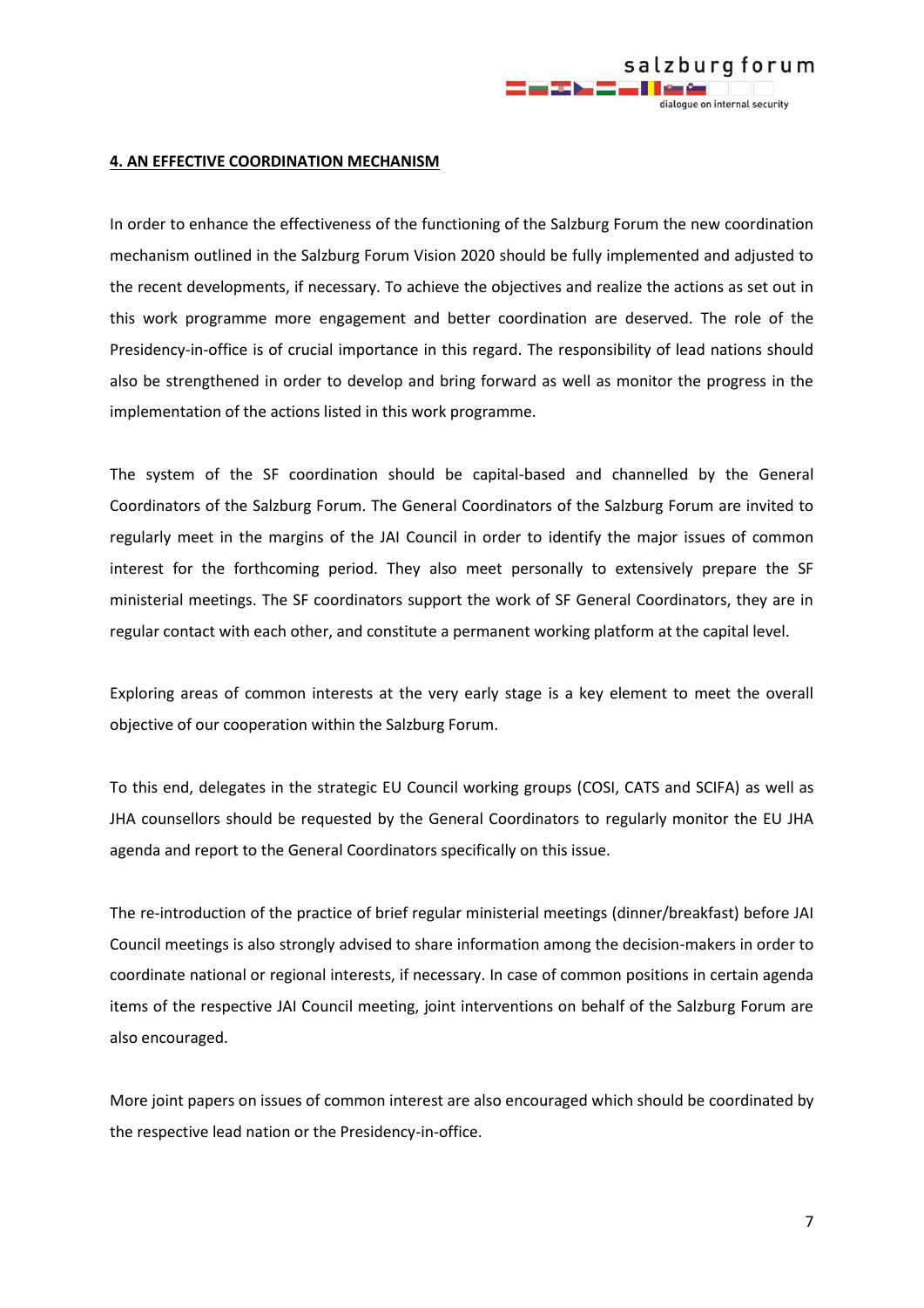## 4. AN EFFECTIVE COORDINATION MECHANISM

In order to enhance the effectiveness of the functioning of the Salzburg Forum the new coordination mechanism outlined in the Salzburg Forum Vision 2020 should be fully implemented and adjusted to the recent developments, if necessary. To achieve the objectives and realize the actions as set out in this work programme more engagement and better coordination are deserved. The role of the Presidency-in-office is of crucial importance in this regard. The responsibility of lead nations should also be strengthened in order to develop and bring forward as well as monitor the progress in the implementation of the actions listed in this work programme.

The system of the SF coordination should be capital-based and channelled by the General Coordinators of the Salzburg Forum. The General Coordinators of the Salzburg Forum are invited to regularly meet in the margins of the JAI Council in order to identify the major issues of common interest for the forthcoming period. They also meet personally to extensively prepare the SF ministerial meetings. The SF coordinators support the work of SF General Coordinators, they are in regular contact with each other, and constitute a permanent working platform at the capital level.

Exploring areas of common interests at the very early stage is a key element to meet the overall objective of our cooperation within the Salzburg Forum.

To this end, delegates in the strategic EU Council working groups (COSI, CATS and SCIFA) as well as JHA counsellors should be requested by the General Coordinators to regularly monitor the EU JHA agenda and report to the General Coordinators specifically on this issue.

The re-introduction of the practice of brief regular ministerial meetings (dinner/breakfast) before JAI Council meetings is also strongly advised to share information among the decision-makers in order to coordinate national or regional interests, if necessary. In case of common positions in certain agenda items of the respective JAI Council meeting, joint interventions on behalf of the Salzburg Forum are also encouraged.

More joint papers on issues of common interest are also encouraged which should be coordinated by the respective lead nation or the Presidency-in-office.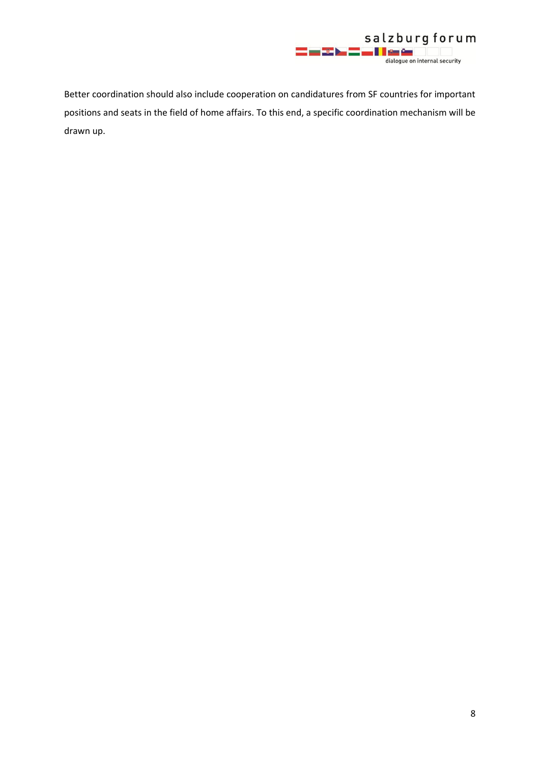Better coordination should also include cooperation on candidatures from SF countries for important positions and seats in the field of home affairs. To this end, a specific coordination mechanism will be drawn up.